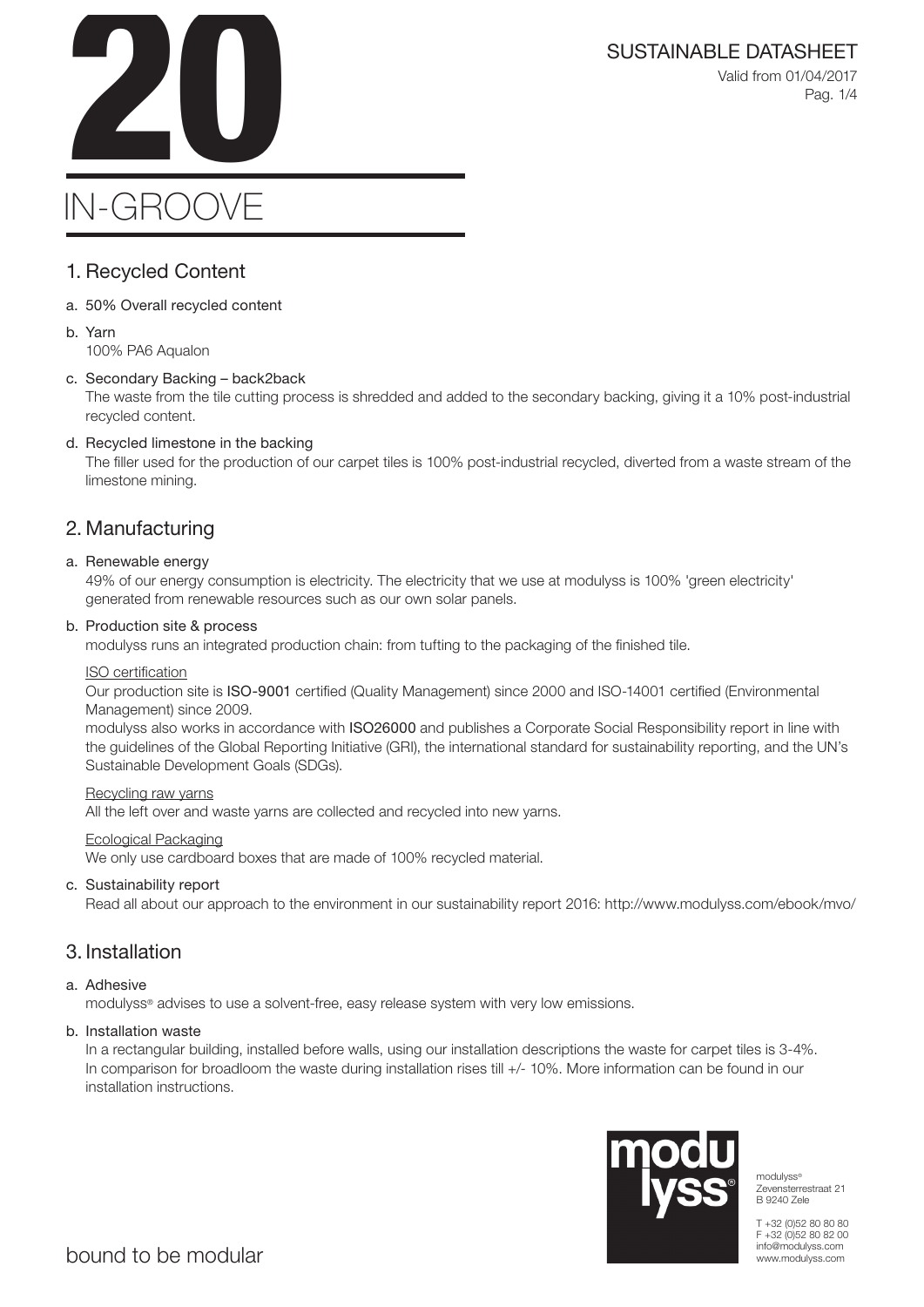# 20

# IN-GROOVE

SUSTAINABLE DATASHEET

Valid from 01/04/2017

## 1. Recycled Content

a. 50% Overall recycled content

b. Yarn
100% PA6 Aqualon

c. Secondary Backing – back2back
The waste from the tile cutting process is shredded and added to the secondary backing, giving it a 10% post-industrial recycled content.

d. Recycled limestone in the backing
The filler used for the production of our carpet tiles is 100% post-industrial recycled, diverted from a waste stream of the limestone mining.

## 2. Manufacturing

a. Renewable energy
49% of our energy consumption is electricity. The electricity that we use at modulyss is 100% 'green electricity' generated from renewable resources such as our own solar panels.

b. Production site & process
modulyss runs an integrated production chain: from tufting to the packaging of the finished tile.

ISO certification
Our production site is **ISO-9001** certified (Quality Management) since 2000 and ISO-14001 certified (Environmental Management) since 2009.
modulyss also works in accordance with **ISO26000** and publishes a Corporate Social Responsibility report in line with the guidelines of the Global Reporting Initiative (GRI), the international standard for sustainability reporting, and the UN's Sustainable Development Goals (SDGs).

Recycling raw yarns
All the left over and waste yarns are collected and recycled into new yarns.

Ecological Packaging
We only use cardboard boxes that are made of 100% recycled material.

c. Sustainability report
Read all about our approach to the environment in our sustainability report 2016: http://www.modulyss.com/ebook/mvo/

## 3. Installation

a. Adhesive
modulyss® advises to use a solvent-free, easy release system with very low emissions.

b. Installation waste
In a rectangular building, installed before walls, using our installation descriptions the waste for carpet tiles is 3-4%. In comparison for broadloom the waste during installation rises till +/- 10%. More information can be found in our installation instructions.

bound to be modular

modulyss®
Zevensterrestraat 21
B 9240 Zele

T +32 (0)52 80 80 80
F +32 (0)52 80 82 00
info@modulyss.com
www.modulyss.com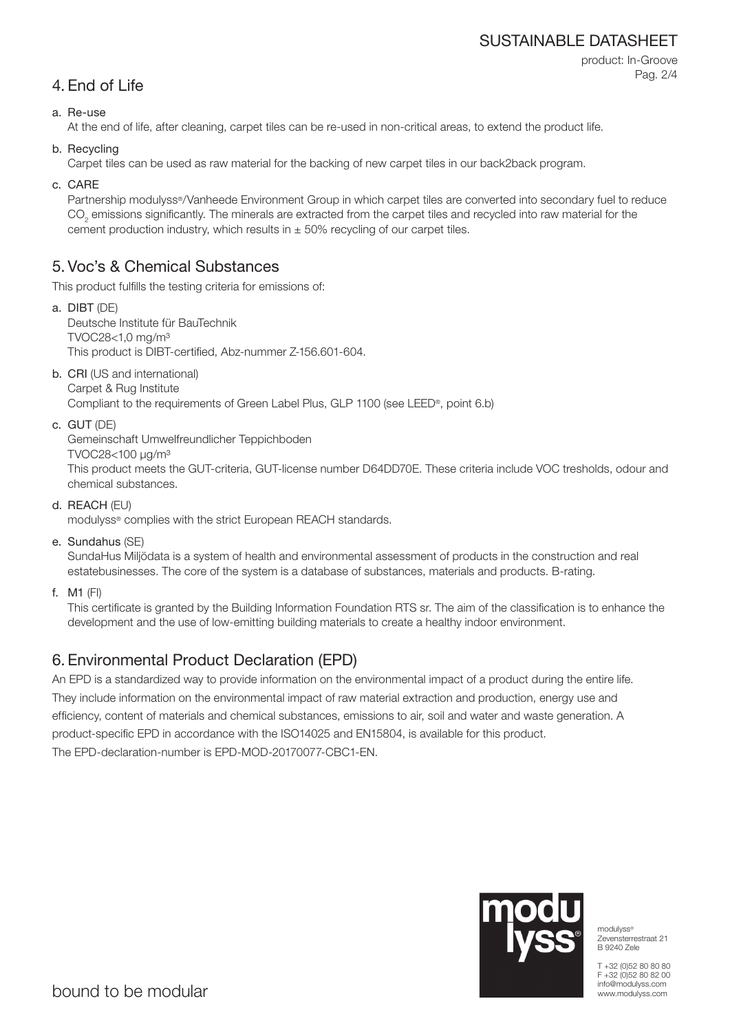## 4. End of Life

a. Re-use
At the end of life, after cleaning, carpet tiles can be re-used in non-critical areas, to extend the product life.

b. Recycling
Carpet tiles can be used as raw material for the backing of new carpet tiles in our back2back program.

c. CARE
Partnership modulyss®/Vanheede Environment Group in which carpet tiles are converted into secondary fuel to reduce $CO_2$ emissions significantly. The minerals are extracted from the carpet tiles and recycled into raw material for the cement production industry, which results in ± 50% recycling of our carpet tiles.

## 5. Voc's & Chemical Substances

This product fulfills the testing criteria for emissions of:

a. **DIBT** (DE)
Deutsche Institute für BauTechnik
TVOC28<1,0 mg/m³
This product is DIBT-certified, Abz-nummer Z-156.601-604.

b. **CRI** (US and international)
Carpet & Rug Institute
Compliant to the requirements of Green Label Plus, GLP 1100 (see LEED®, point 6.b)

c. **GUT** (DE)
Gemeinschaft Umwelfreundlicher Teppichboden
TVOC28<100 µg/m³
This product meets the GUT-criteria, GUT-license number D64DD70E. These criteria include VOC tresholds, odour and chemical substances.

d. **REACH** (EU)
modulyss® complies with the strict European REACH standards.

e. **Sundahus** (SE)
SundaHus Miljödata is a system of health and environmental assessment of products in the construction and real estatebusinesses. The core of the system is a database of substances, materials and products. B-rating.

f. **M1** (FI)
This certificate is granted by the Building Information Foundation RTS sr. The aim of the classification is to enhance the development and the use of low-emitting building materials to create a healthy indoor environment.

## 6. Environmental Product Declaration (EPD)

An EPD is a standardized way to provide information on the environmental impact of a product during the entire life. They include information on the environmental impact of raw material extraction and production, energy use and efficiency, content of materials and chemical substances, emissions to air, soil and water and waste generation. A product-specific EPD in accordance with the ISO14025 and EN15804, is available for this product.
The EPD-declaration-number is EPD-MOD-20170077-CBC1-EN.

modulyss®
Zevensterrestraat 21
B 9240 Zele

T +32 (0)52 80 80 80
F +32 (0)52 80 82 00
info@modulyss.com
www.modulyss.com

bound to be modular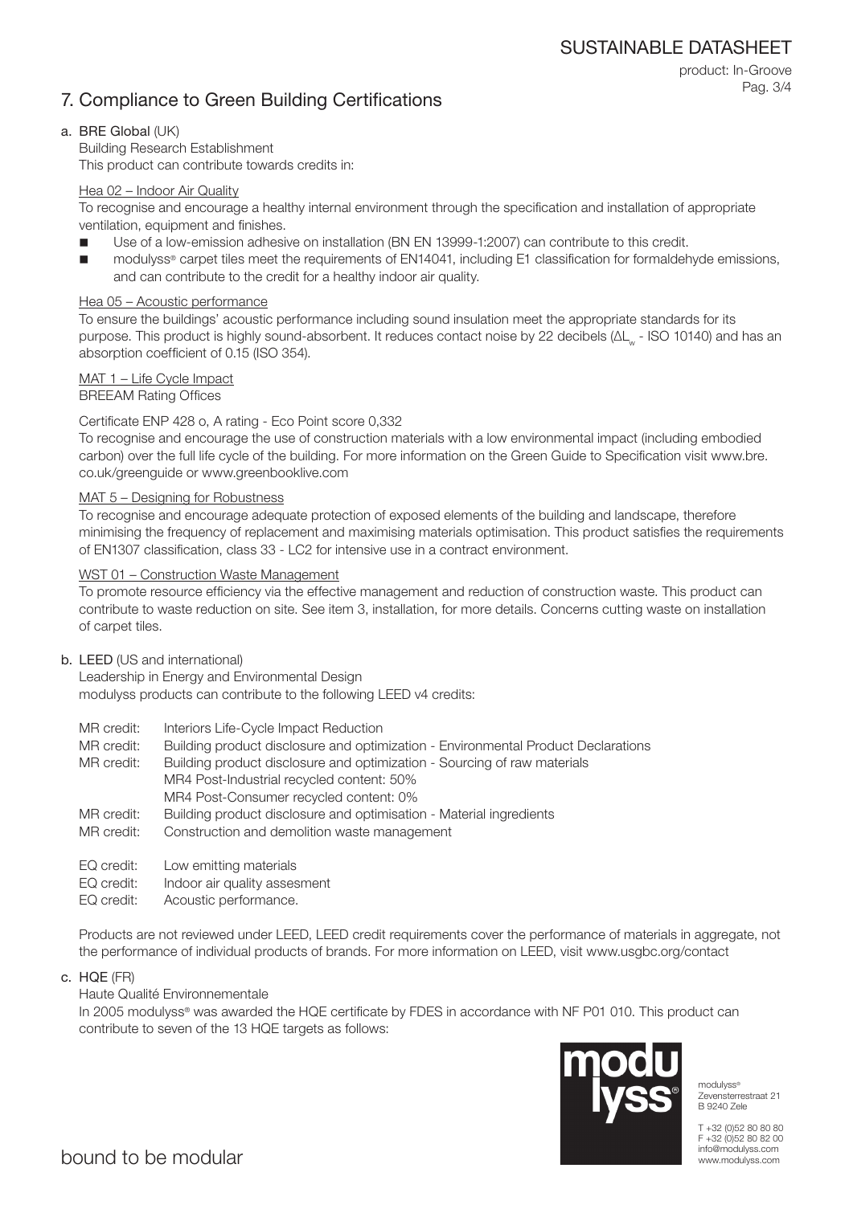## 7. Compliance to Green Building Certifications

### a. BRE Global (UK)

Building Research Establishment
This product can contribute towards credits in:

Hea 02 – Indoor Air Quality

To recognise and encourage a healthy internal environment through the specification and installation of appropriate ventilation, equipment and finishes.

- Use of a low-emission adhesive on installation (BN EN 13999-1:2007) can contribute to this credit.
- modulyss® carpet tiles meet the requirements of EN14041, including E1 classification for formaldehyde emissions, and can contribute to the credit for a healthy indoor air quality.

Hea 05 – Acoustic performance

To ensure the buildings' acoustic performance including sound insulation meet the appropriate standards for its purpose. This product is highly sound-absorbent. It reduces contact noise by 22 decibels ($\Delta L_w$ - ISO 10140) and has an absorption coefficient of 0.15 (ISO 354).

MAT 1 – Life Cycle Impact
BREEAM Rating Offices

Certificate ENP 428 o, A rating - Eco Point score 0,332
To recognise and encourage the use of construction materials with a low environmental impact (including embodied carbon) over the full life cycle of the building. For more information on the Green Guide to Specification visit www.bre.co.uk/greenguide or www.greenbooklive.com

MAT 5 – Designing for Robustness

To recognise and encourage adequate protection of exposed elements of the building and landscape, therefore minimising the frequency of replacement and maximising materials optimisation. This product satisfies the requirements of EN1307 classification, class 33 - LC2 for intensive use in a contract environment.

WST 01 – Construction Waste Management

To promote resource efficiency via the effective management and reduction of construction waste. This product can contribute to waste reduction on site. See item 3, installation, for more details. Concerns cutting waste on installation of carpet tiles.

### b. LEED (US and international)

Leadership in Energy and Environmental Design
modulyss products can contribute to the following LEED v4 credits:

MR credit: Interiors Life-Cycle Impact Reduction
MR credit: Building product disclosure and optimization - Environmental Product Declarations
MR credit: Building product disclosure and optimization - Sourcing of raw materials
MR4 Post-Industrial recycled content: 50%
MR4 Post-Consumer recycled content: 0%
MR credit: Building product disclosure and optimisation - Material ingredients
MR credit: Construction and demolition waste management

EQ credit: Low emitting materials
EQ credit: Indoor air quality assesment
EQ credit: Acoustic performance.

Products are not reviewed under LEED, LEED credit requirements cover the performance of materials in aggregate, not the performance of individual products of brands. For more information on LEED, visit www.usgbc.org/contact

### c. HQE (FR)

Haute Qualité Environnementale
In 2005 modulyss® was awarded the HQE certificate by FDES in accordance with NF P01 010. This product can contribute to seven of the 13 HQE targets as follows:

modulyss®
Zevensterrestraat 21
B 9240 Zele

T +32 (0)52 80 80 80
F +32 (0)52 80 82 00
info@modulyss.com
www.modulyss.com

bound to be modular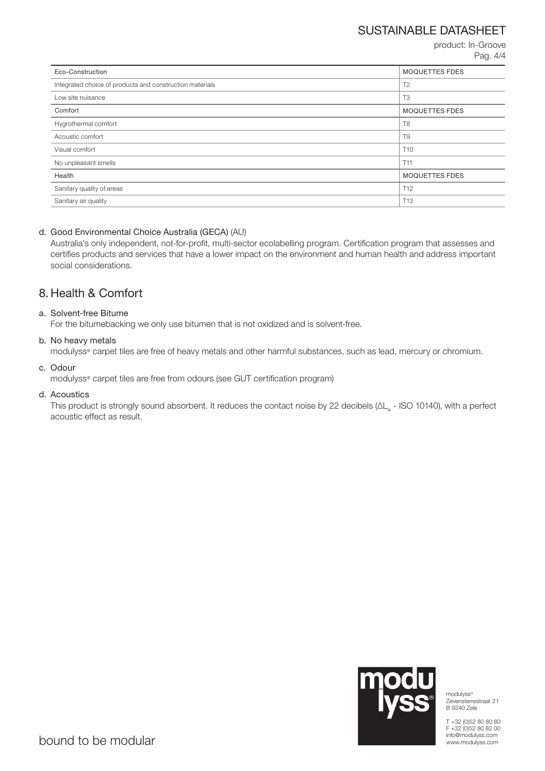| Eco-Construction | MOQUETTES FDES |
| --- | --- |
| Integrated choice of products and construction materials | T2 |
| Low site nuisance | T3 |
| Comfort | MOQUETTES FDES |
| Hygrothermal comfort | T8 |
| Acoustic comfort | T9 |
| Visual comfort | T10 |
| No unpleasant smells | T11 |
| Health | MOQUETTES FDES |
| Sanitary quality of areas | T12 |
| Sanitary air quality | T13 |

d. Good Environmental Choice Australia (GECA) (AU)

Australia's only independent, not-for-profit, multi-sector ecolabelling program. Certification program that assesses and certifies products and services that have a lower impact on the environment and human health and address important social considerations.

## 8. Health & Comfort

a. Solvent-free Bitume

For the bitumebacking we only use bitumen that is not oxidized and is solvent-free.

b. No heavy metals

modulyss® carpet tiles are free of heavy metals and other harmful substances, such as lead, mercury or chromium.

c. Odour

modulyss® carpet tiles are free from odours (see GUT certification program)

d. Acoustics

This product is strongly sound absorbent. It reduces the contact noise by 22 decibels ($\Delta L_w$ - ISO 10140), with a perfect acoustic effect as result.

modu lyss®

modulyss®
Zevensterrestraat 21
B 9240 Zele

T +32 (0)52 80 80 80
F +32 (0)52 80 82 00
info@modulyss.com
www.modulyss.com

bound to be modular